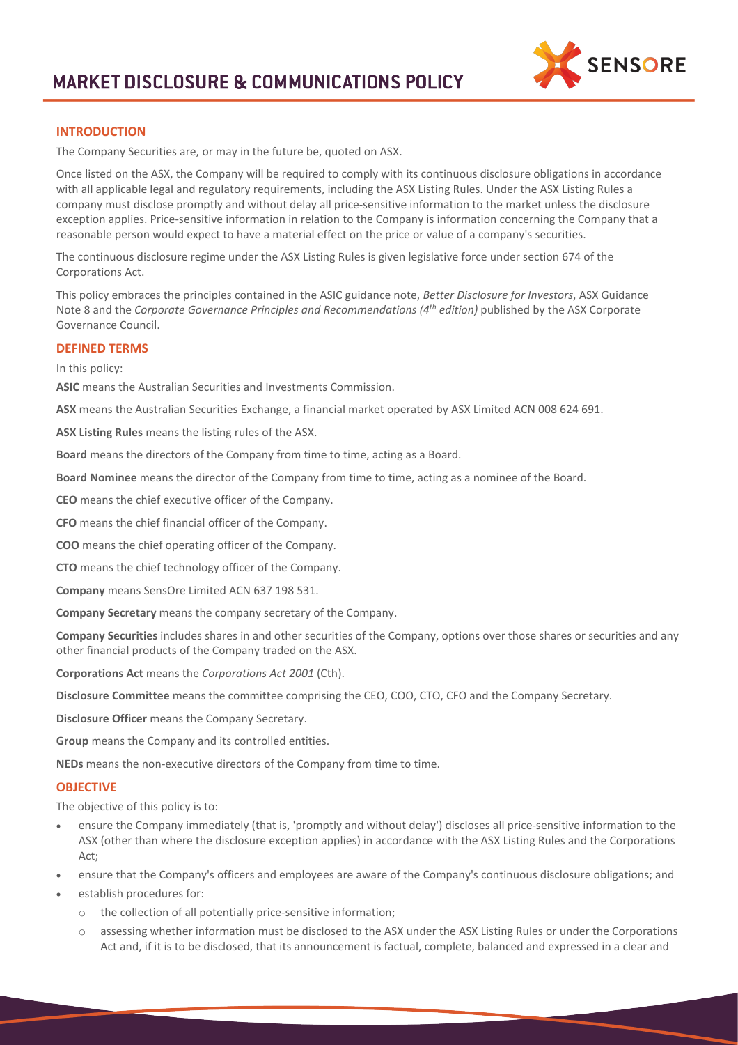# MARKET DISCLOSURE & COMMUNICATIONS POLICY

## INTRODUCTION

The Company Securities are, or may in the future be, quoted on ASX.

Once listed on the ASX, the Company will be required to comply with its continuous disclosure obligations in accordance with all applicable legal and regulatory requirements, including the ASX Listing Rules. Under the ASX Listing Rules a company must disclose promptly and without delay all price-sensitive information to the market unless the disclosure exception applies. Price-sensitive information in relation to the Company is information concerning the Company that a reasonable person would expect to have a material effect on the price or value of a company's securities.

The continuous disclosure regime under the ASX Listing Rules is given legislative force under section 674 of the Corporations Act.

This policy embraces the principles contained in the ASIC guidance note, *Better Disclosure for Investors*, ASX Guidance Note 8 and the *Corporate Governance Principles and Recommendations (4th edition)* published by the ASX Corporate Governance Council.

## DEFINED TERMS

In this policy:

**ASIC** means the Australian Securities and Investments Commission.

**ASX** means the Australian Securities Exchange, a financial market operated by ASX Limited ACN 008 624 691.

**ASX Listing Rules** means the listing rules of the ASX.

**Board** means the directors of the Company from time to time, acting as a Board.

**Board Nominee** means the director of the Company from time to time, acting as a nominee of the Board.

**CEO** means the chief executive officer of the Company.

**CFO** means the chief financial officer of the Company.

**COO** means the chief operating officer of the Company.

**CTO** means the chief technology officer of the Company.

**Company** means SensOre Limited ACN 637 198 531.

**Company Secretary** means the company secretary of the Company.

**Company Securities** includes shares in and other securities of the Company, options over those shares or securities and any other financial products of the Company traded on the ASX.

**Corporations Act** means the *Corporations Act 2001* (Cth).

**Disclosure Committee** means the committee comprising the CEO, COO, CTO, CFO and the Company Secretary.

**Disclosure Officer** means the Company Secretary.

**Group** means the Company and its controlled entities.

**NEDs** means the non-executive directors of the Company from time to time.

## OBJECTIVE

The objective of this policy is to:

- ensure the Company immediately (that is, 'promptly and without delay') discloses all price-sensitive information to the ASX (other than where the disclosure exception applies) in accordance with the ASX Listing Rules and the Corporations Act;
- ensure that the Company's officers and employees are aware of the Company's continuous disclosure obligations; and
- establish procedures for:
  - the collection of all potentially price-sensitive information;
  - assessing whether information must be disclosed to the ASX under the ASX Listing Rules or under the Corporations Act and, if it is to be disclosed, that its announcement is factual, complete, balanced and expressed in a clear and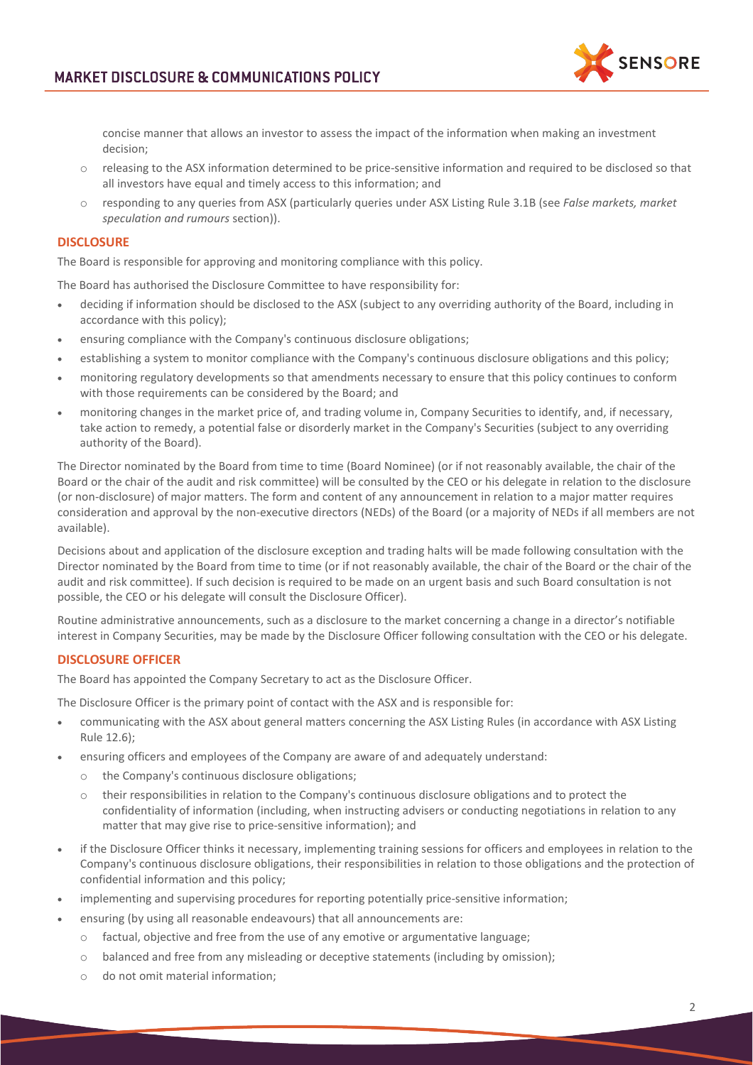concise manner that allows an investor to assess the impact of the information when making an investment decision;

   - releasing to the ASX information determined to be price-sensitive information and required to be disclosed so that all investors have equal and timely access to this information; and
   - responding to any queries from ASX (particularly queries under ASX Listing Rule 3.1B (see *False markets, market speculation and rumours* section)).

## DISCLOSURE

The Board is responsible for approving and monitoring compliance with this policy.

The Board has authorised the Disclosure Committee to have responsibility for:

- deciding if information should be disclosed to the ASX (subject to any overriding authority of the Board, including in accordance with this policy);
- ensuring compliance with the Company's continuous disclosure obligations;
- establishing a system to monitor compliance with the Company's continuous disclosure obligations and this policy;
- monitoring regulatory developments so that amendments necessary to ensure that this policy continues to conform with those requirements can be considered by the Board; and
- monitoring changes in the market price of, and trading volume in, Company Securities to identify, and, if necessary, take action to remedy, a potential false or disorderly market in the Company's Securities (subject to any overriding authority of the Board).

The Director nominated by the Board from time to time (Board Nominee) (or if not reasonably available, the chair of the Board or the chair of the audit and risk committee) will be consulted by the CEO or his delegate in relation to the disclosure (or non-disclosure) of major matters. The form and content of any announcement in relation to a major matter requires consideration and approval by the non-executive directors (NEDs) of the Board (or a majority of NEDs if all members are not available).

Decisions about and application of the disclosure exception and trading halts will be made following consultation with the Director nominated by the Board from time to time (or if not reasonably available, the chair of the Board or the chair of the audit and risk committee). If such decision is required to be made on an urgent basis and such Board consultation is not possible, the CEO or his delegate will consult the Disclosure Officer).

Routine administrative announcements, such as a disclosure to the market concerning a change in a director's notifiable interest in Company Securities, may be made by the Disclosure Officer following consultation with the CEO or his delegate.

## DISCLOSURE OFFICER

The Board has appointed the Company Secretary to act as the Disclosure Officer.

The Disclosure Officer is the primary point of contact with the ASX and is responsible for:

- communicating with the ASX about general matters concerning the ASX Listing Rules (in accordance with ASX Listing Rule 12.6);
- ensuring officers and employees of the Company are aware of and adequately understand:
   - the Company's continuous disclosure obligations;
   - their responsibilities in relation to the Company's continuous disclosure obligations and to protect the confidentiality of information (including, when instructing advisers or conducting negotiations in relation to any matter that may give rise to price-sensitive information); and
- if the Disclosure Officer thinks it necessary, implementing training sessions for officers and employees in relation to the Company's continuous disclosure obligations, their responsibilities in relation to those obligations and the protection of confidential information and this policy;
- implementing and supervising procedures for reporting potentially price-sensitive information;
- ensuring (by using all reasonable endeavours) that all announcements are:
   - factual, objective and free from the use of any emotive or argumentative language;
   - balanced and free from any misleading or deceptive statements (including by omission);
   - do not omit material information;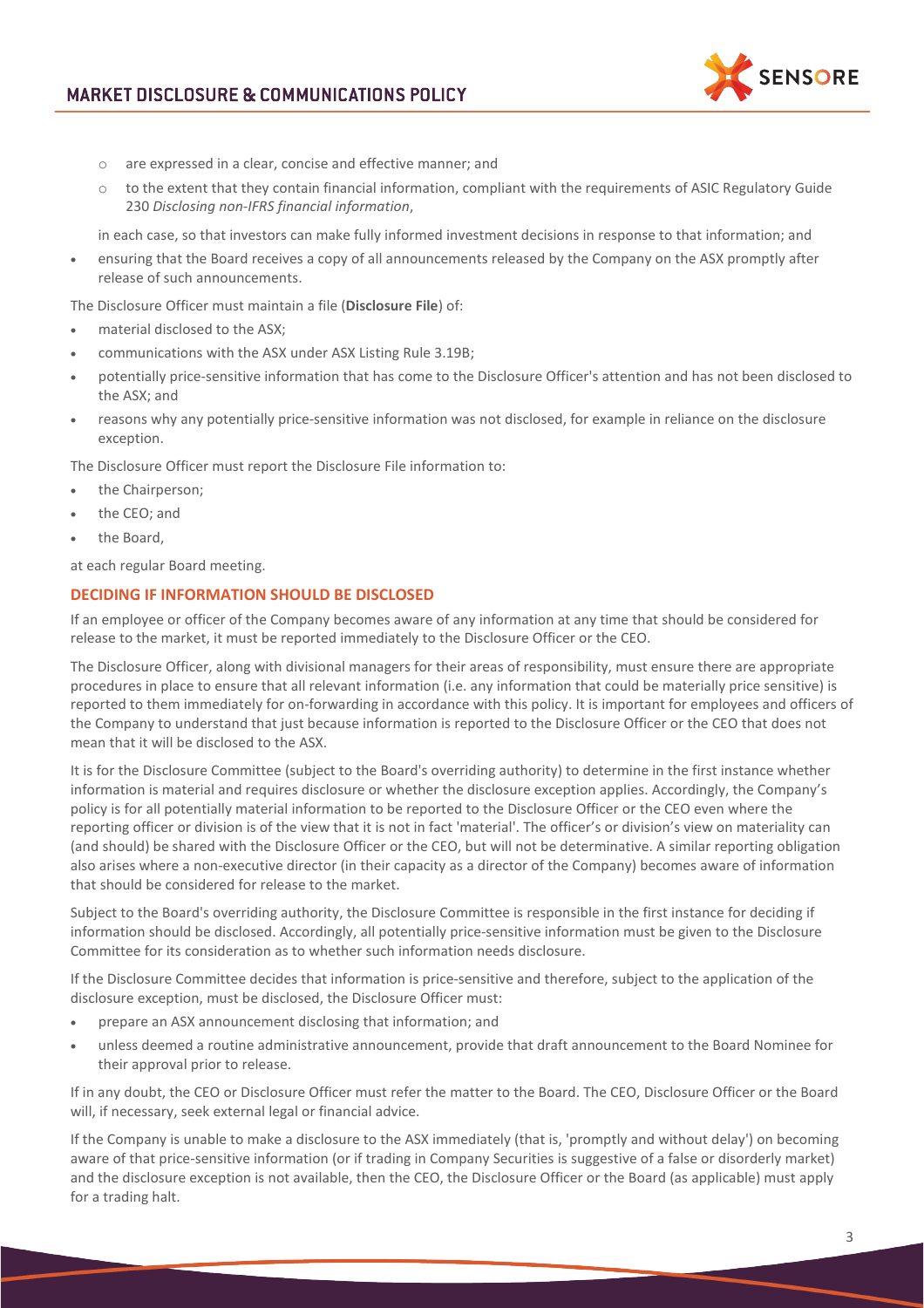- are expressed in a clear, concise and effective manner; and
  - to the extent that they contain financial information, compliant with the requirements of ASIC Regulatory Guide 230 *Disclosing non-IFRS financial information*,

  in each case, so that investors can make fully informed investment decisions in response to that information; and
- ensuring that the Board receives a copy of all announcements released by the Company on the ASX promptly after release of such announcements.

The Disclosure Officer must maintain a file (**Disclosure File**) of:

- material disclosed to the ASX;
- communications with the ASX under ASX Listing Rule 3.19B;
- potentially price-sensitive information that has come to the Disclosure Officer's attention and has not been disclosed to the ASX; and
- reasons why any potentially price-sensitive information was not disclosed, for example in reliance on the disclosure exception.

The Disclosure Officer must report the Disclosure File information to:

- the Chairperson;
- the CEO; and
- the Board,

at each regular Board meeting.

## DECIDING IF INFORMATION SHOULD BE DISCLOSED

If an employee or officer of the Company becomes aware of any information at any time that should be considered for release to the market, it must be reported immediately to the Disclosure Officer or the CEO.

The Disclosure Officer, along with divisional managers for their areas of responsibility, must ensure there are appropriate procedures in place to ensure that all relevant information (i.e. any information that could be materially price sensitive) is reported to them immediately for on-forwarding in accordance with this policy. It is important for employees and officers of the Company to understand that just because information is reported to the Disclosure Officer or the CEO that does not mean that it will be disclosed to the ASX.

It is for the Disclosure Committee (subject to the Board's overriding authority) to determine in the first instance whether information is material and requires disclosure or whether the disclosure exception applies. Accordingly, the Company's policy is for all potentially material information to be reported to the Disclosure Officer or the CEO even where the reporting officer or division is of the view that it is not in fact 'material'. The officer's or division's view on materiality can (and should) be shared with the Disclosure Officer or the CEO, but will not be determinative. A similar reporting obligation also arises where a non-executive director (in their capacity as a director of the Company) becomes aware of information that should be considered for release to the market.

Subject to the Board's overriding authority, the Disclosure Committee is responsible in the first instance for deciding if information should be disclosed. Accordingly, all potentially price-sensitive information must be given to the Disclosure Committee for its consideration as to whether such information needs disclosure.

If the Disclosure Committee decides that information is price-sensitive and therefore, subject to the application of the disclosure exception, must be disclosed, the Disclosure Officer must:

- prepare an ASX announcement disclosing that information; and
- unless deemed a routine administrative announcement, provide that draft announcement to the Board Nominee for their approval prior to release.

If in any doubt, the CEO or Disclosure Officer must refer the matter to the Board. The CEO, Disclosure Officer or the Board will, if necessary, seek external legal or financial advice.

If the Company is unable to make a disclosure to the ASX immediately (that is, 'promptly and without delay') on becoming aware of that price-sensitive information (or if trading in Company Securities is suggestive of a false or disorderly market) and the disclosure exception is not available, then the CEO, the Disclosure Officer or the Board (as applicable) must apply for a trading halt.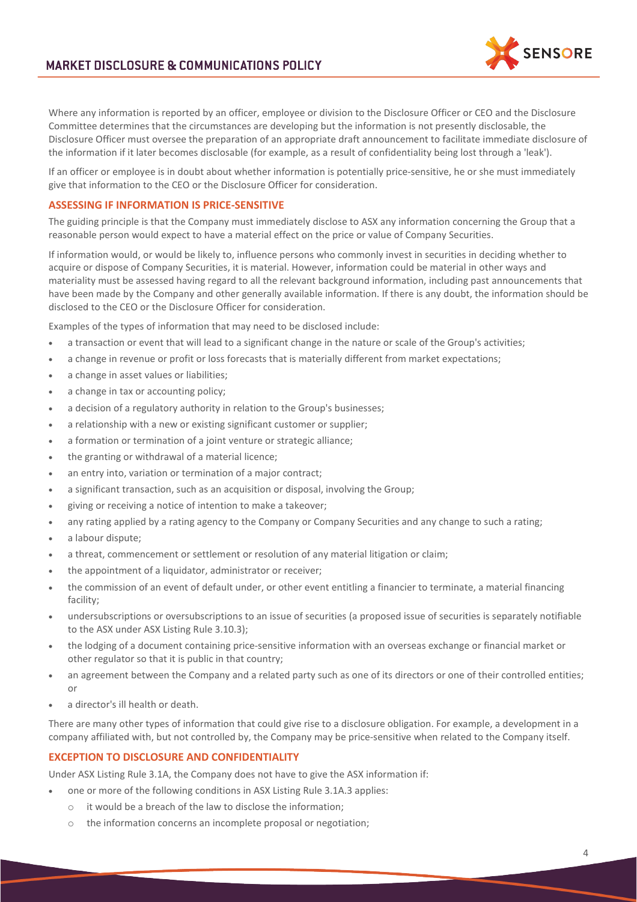Where any information is reported by an officer, employee or division to the Disclosure Officer or CEO and the Disclosure Committee determines that the circumstances are developing but the information is not presently disclosable, the Disclosure Officer must oversee the preparation of an appropriate draft announcement to facilitate immediate disclosure of the information if it later becomes disclosable (for example, as a result of confidentiality being lost through a 'leak').

If an officer or employee is in doubt about whether information is potentially price-sensitive, he or she must immediately give that information to the CEO or the Disclosure Officer for consideration.

## ASSESSING IF INFORMATION IS PRICE-SENSITIVE

The guiding principle is that the Company must immediately disclose to ASX any information concerning the Group that a reasonable person would expect to have a material effect on the price or value of Company Securities.

If information would, or would be likely to, influence persons who commonly invest in securities in deciding whether to acquire or dispose of Company Securities, it is material. However, information could be material in other ways and materiality must be assessed having regard to all the relevant background information, including past announcements that have been made by the Company and other generally available information. If there is any doubt, the information should be disclosed to the CEO or the Disclosure Officer for consideration.

Examples of the types of information that may need to be disclosed include:

- a transaction or event that will lead to a significant change in the nature or scale of the Group's activities;
- a change in revenue or profit or loss forecasts that is materially different from market expectations;
- a change in asset values or liabilities;
- a change in tax or accounting policy;
- a decision of a regulatory authority in relation to the Group's businesses;
- a relationship with a new or existing significant customer or supplier;
- a formation or termination of a joint venture or strategic alliance;
- the granting or withdrawal of a material licence;
- an entry into, variation or termination of a major contract;
- a significant transaction, such as an acquisition or disposal, involving the Group;
- giving or receiving a notice of intention to make a takeover;
- any rating applied by a rating agency to the Company or Company Securities and any change to such a rating;
- a labour dispute;
- a threat, commencement or settlement or resolution of any material litigation or claim;
- the appointment of a liquidator, administrator or receiver;
- the commission of an event of default under, or other event entitling a financier to terminate, a material financing facility;
- undersubscriptions or oversubscriptions to an issue of securities (a proposed issue of securities is separately notifiable to the ASX under ASX Listing Rule 3.10.3);
- the lodging of a document containing price-sensitive information with an overseas exchange or financial market or other regulator so that it is public in that country;
- an agreement between the Company and a related party such as one of its directors or one of their controlled entities; or
- a director's ill health or death.

There are many other types of information that could give rise to a disclosure obligation. For example, a development in a company affiliated with, but not controlled by, the Company may be price-sensitive when related to the Company itself.

## EXCEPTION TO DISCLOSURE AND CONFIDENTIALITY

Under ASX Listing Rule 3.1A, the Company does not have to give the ASX information if:

- one or more of the following conditions in ASX Listing Rule 3.1A.3 applies:
  - it would be a breach of the law to disclose the information;
  - the information concerns an incomplete proposal or negotiation;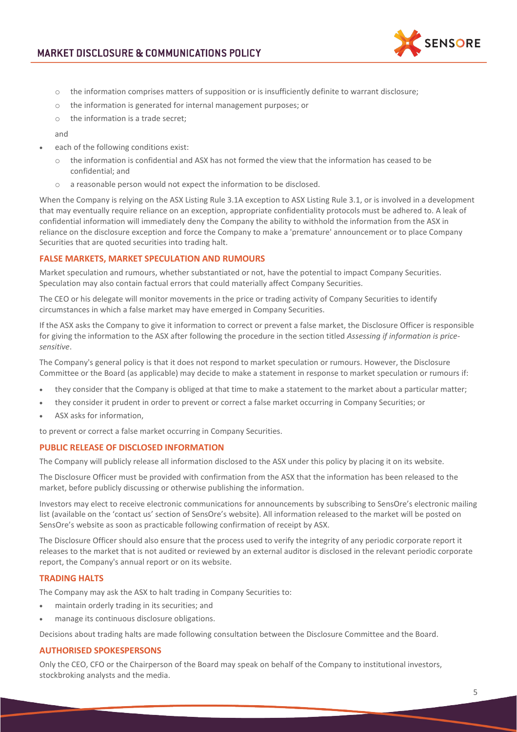- the information comprises matters of supposition or is insufficiently definite to warrant disclosure;
  - the information is generated for internal management purposes; or
  - the information is a trade secret;

  and

- each of the following conditions exist:
  - the information is confidential and ASX has not formed the view that the information has ceased to be confidential; and
  - a reasonable person would not expect the information to be disclosed.

When the Company is relying on the ASX Listing Rule 3.1A exception to ASX Listing Rule 3.1, or is involved in a development that may eventually require reliance on an exception, appropriate confidentiality protocols must be adhered to. A leak of confidential information will immediately deny the Company the ability to withhold the information from the ASX in reliance on the disclosure exception and force the Company to make a 'premature' announcement or to place Company Securities that are quoted securities into trading halt.

### FALSE MARKETS, MARKET SPECULATION AND RUMOURS

Market speculation and rumours, whether substantiated or not, have the potential to impact Company Securities. Speculation may also contain factual errors that could materially affect Company Securities.

The CEO or his delegate will monitor movements in the price or trading activity of Company Securities to identify circumstances in which a false market may have emerged in Company Securities.

If the ASX asks the Company to give it information to correct or prevent a false market, the Disclosure Officer is responsible for giving the information to the ASX after following the procedure in the section titled *Assessing if information is price-sensitive*.

The Company's general policy is that it does not respond to market speculation or rumours. However, the Disclosure Committee or the Board (as applicable) may decide to make a statement in response to market speculation or rumours if:

- they consider that the Company is obliged at that time to make a statement to the market about a particular matter;
- they consider it prudent in order to prevent or correct a false market occurring in Company Securities; or
- ASX asks for information,

to prevent or correct a false market occurring in Company Securities.

### PUBLIC RELEASE OF DISCLOSED INFORMATION

The Company will publicly release all information disclosed to the ASX under this policy by placing it on its website.

The Disclosure Officer must be provided with confirmation from the ASX that the information has been released to the market, before publicly discussing or otherwise publishing the information.

Investors may elect to receive electronic communications for announcements by subscribing to SensOre's electronic mailing list (available on the 'contact us' section of SensOre's website). All information released to the market will be posted on SensOre's website as soon as practicable following confirmation of receipt by ASX.

The Disclosure Officer should also ensure that the process used to verify the integrity of any periodic corporate report it releases to the market that is not audited or reviewed by an external auditor is disclosed in the relevant periodic corporate report, the Company's annual report or on its website.

### TRADING HALTS

The Company may ask the ASX to halt trading in Company Securities to:

- maintain orderly trading in its securities; and
- manage its continuous disclosure obligations.

Decisions about trading halts are made following consultation between the Disclosure Committee and the Board.

### AUTHORISED SPOKESPERSONS

Only the CEO, CFO or the Chairperson of the Board may speak on behalf of the Company to institutional investors, stockbroking analysts and the media.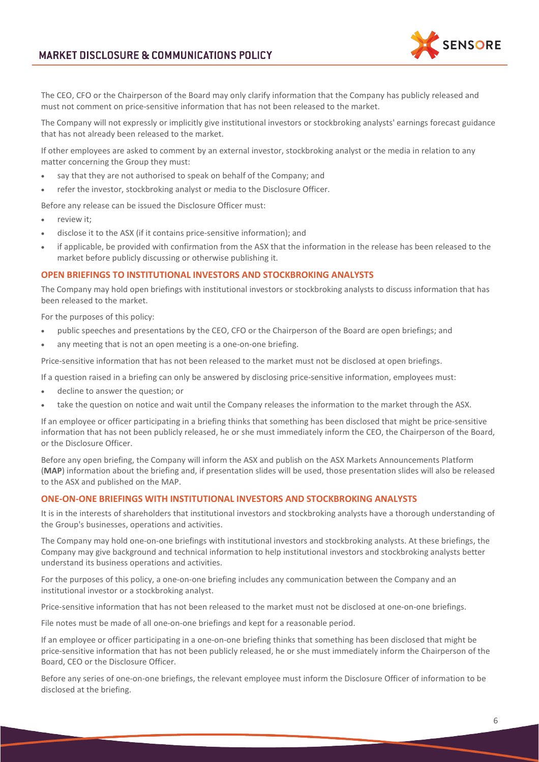The CEO, CFO or the Chairperson of the Board may only clarify information that the Company has publicly released and must not comment on price-sensitive information that has not been released to the market.

The Company will not expressly or implicitly give institutional investors or stockbroking analysts' earnings forecast guidance that has not already been released to the market.

If other employees are asked to comment by an external investor, stockbroking analyst or the media in relation to any matter concerning the Group they must:

- say that they are not authorised to speak on behalf of the Company; and
- refer the investor, stockbroking analyst or media to the Disclosure Officer.

Before any release can be issued the Disclosure Officer must:

- review it;
- disclose it to the ASX (if it contains price-sensitive information); and
- if applicable, be provided with confirmation from the ASX that the information in the release has been released to the market before publicly discussing or otherwise publishing it.

## OPEN BRIEFINGS TO INSTITUTIONAL INVESTORS AND STOCKBROKING ANALYSTS

The Company may hold open briefings with institutional investors or stockbroking analysts to discuss information that has been released to the market.

For the purposes of this policy:

- public speeches and presentations by the CEO, CFO or the Chairperson of the Board are open briefings; and
- any meeting that is not an open meeting is a one-on-one briefing.

Price-sensitive information that has not been released to the market must not be disclosed at open briefings.

If a question raised in a briefing can only be answered by disclosing price-sensitive information, employees must:

- decline to answer the question; or
- take the question on notice and wait until the Company releases the information to the market through the ASX.

If an employee or officer participating in a briefing thinks that something has been disclosed that might be price-sensitive information that has not been publicly released, he or she must immediately inform the CEO, the Chairperson of the Board, or the Disclosure Officer.

Before any open briefing, the Company will inform the ASX and publish on the ASX Markets Announcements Platform (**MAP**) information about the briefing and, if presentation slides will be used, those presentation slides will also be released to the ASX and published on the MAP.

## ONE-ON-ONE BRIEFINGS WITH INSTITUTIONAL INVESTORS AND STOCKBROKING ANALYSTS

It is in the interests of shareholders that institutional investors and stockbroking analysts have a thorough understanding of the Group's businesses, operations and activities.

The Company may hold one-on-one briefings with institutional investors and stockbroking analysts. At these briefings, the Company may give background and technical information to help institutional investors and stockbroking analysts better understand its business operations and activities.

For the purposes of this policy, a one-on-one briefing includes any communication between the Company and an institutional investor or a stockbroking analyst.

Price-sensitive information that has not been released to the market must not be disclosed at one-on-one briefings.

File notes must be made of all one-on-one briefings and kept for a reasonable period.

If an employee or officer participating in a one-on-one briefing thinks that something has been disclosed that might be price-sensitive information that has not been publicly released, he or she must immediately inform the Chairperson of the Board, CEO or the Disclosure Officer.

Before any series of one-on-one briefings, the relevant employee must inform the Disclosure Officer of information to be disclosed at the briefing.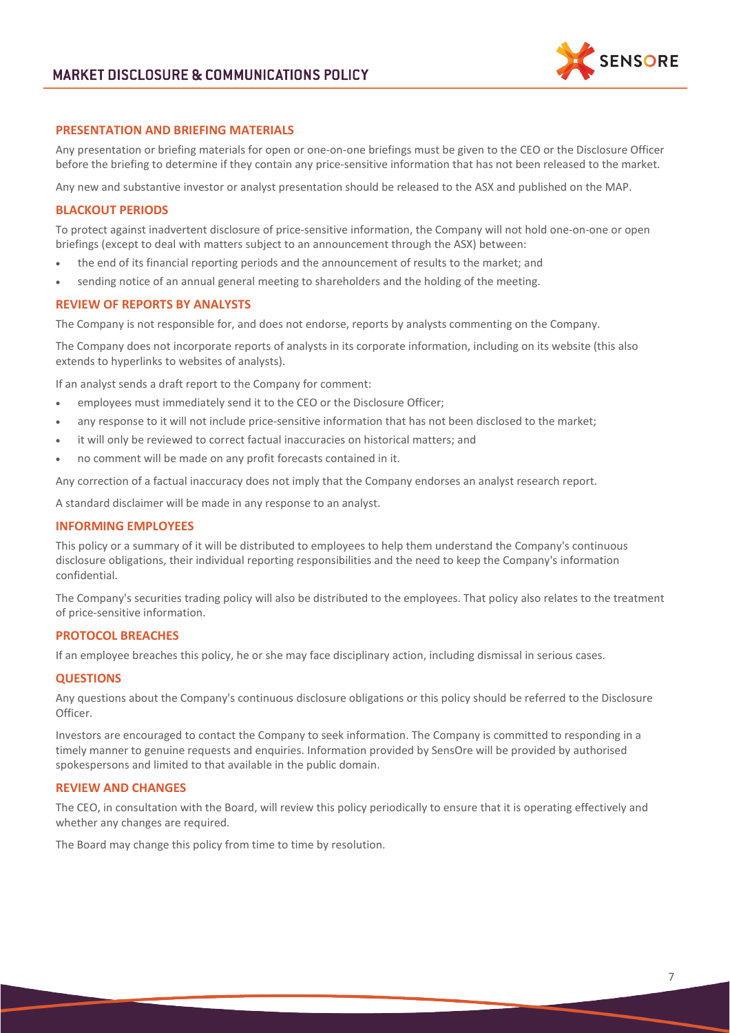## PRESENTATION AND BRIEFING MATERIALS

Any presentation or briefing materials for open or one-on-one briefings must be given to the CEO or the Disclosure Officer before the briefing to determine if they contain any price-sensitive information that has not been released to the market.

Any new and substantive investor or analyst presentation should be released to the ASX and published on the MAP.

## BLACKOUT PERIODS

To protect against inadvertent disclosure of price-sensitive information, the Company will not hold one-on-one or open briefings (except to deal with matters subject to an announcement through the ASX) between:

- the end of its financial reporting periods and the announcement of results to the market; and
- sending notice of an annual general meeting to shareholders and the holding of the meeting.

## REVIEW OF REPORTS BY ANALYSTS

The Company is not responsible for, and does not endorse, reports by analysts commenting on the Company.

The Company does not incorporate reports of analysts in its corporate information, including on its website (this also extends to hyperlinks to websites of analysts).

If an analyst sends a draft report to the Company for comment:

- employees must immediately send it to the CEO or the Disclosure Officer;
- any response to it will not include price-sensitive information that has not been disclosed to the market;
- it will only be reviewed to correct factual inaccuracies on historical matters; and
- no comment will be made on any profit forecasts contained in it.

Any correction of a factual inaccuracy does not imply that the Company endorses an analyst research report.

A standard disclaimer will be made in any response to an analyst.

## INFORMING EMPLOYEES

This policy or a summary of it will be distributed to employees to help them understand the Company's continuous disclosure obligations, their individual reporting responsibilities and the need to keep the Company's information confidential.

The Company's securities trading policy will also be distributed to the employees. That policy also relates to the treatment of price-sensitive information.

## PROTOCOL BREACHES

If an employee breaches this policy, he or she may face disciplinary action, including dismissal in serious cases.

## QUESTIONS

Any questions about the Company's continuous disclosure obligations or this policy should be referred to the Disclosure Officer.

Investors are encouraged to contact the Company to seek information. The Company is committed to responding in a timely manner to genuine requests and enquiries. Information provided by SensOre will be provided by authorised spokespersons and limited to that available in the public domain.

## REVIEW AND CHANGES

The CEO, in consultation with the Board, will review this policy periodically to ensure that it is operating effectively and whether any changes are required.

The Board may change this policy from time to time by resolution.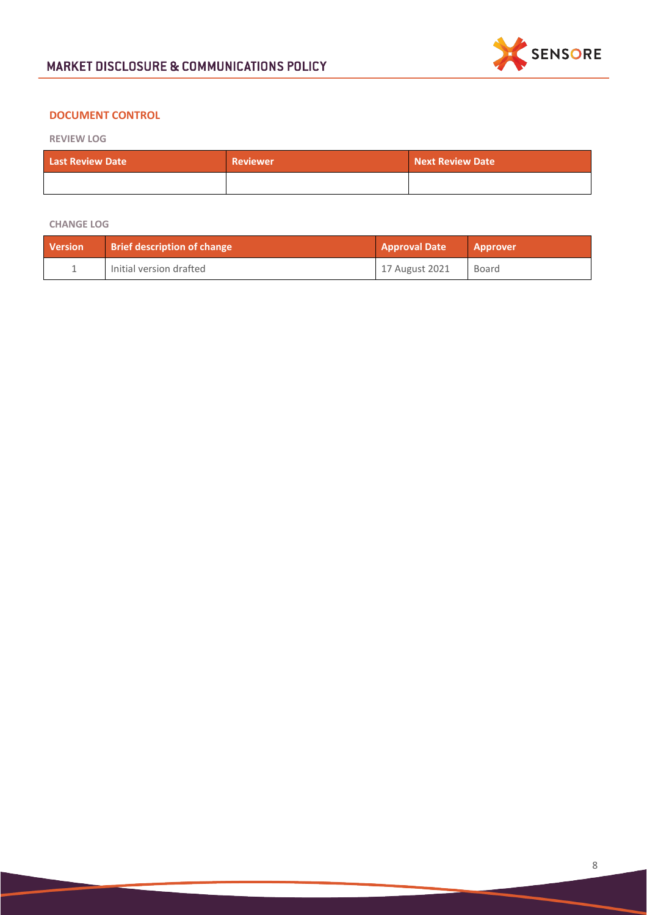## DOCUMENT CONTROL

### REVIEW LOG

| Last Review Date | Reviewer | Next Review Date |
|---|---|---|
| | | |

### CHANGE LOG

| Version | Brief description of change | Approval Date | Approver |
|---|---|---|---|
| 1 | Initial version drafted | 17 August 2021 | Board |